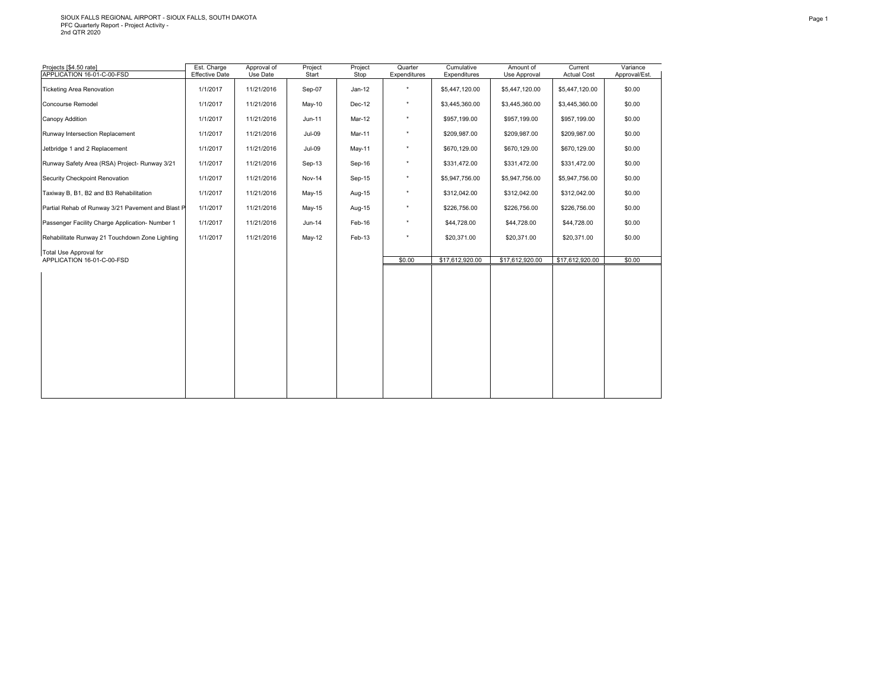SIOUX FALLS REGIONAL AIRPORT - SIOUX FALLS, SOUTH DAKOTA
PFC Quarterly Report - Project Activity -
2nd QTR 2020

| Projects [$4.50 rate] APPLICATION 16-01-C-00-FSD | Est. Charge Effective Date | Approval of Use Date | Project Start | Project Stop | Quarter Expenditures | Cumulative Expenditures | Amount of Use Approval | Current Actual Cost | Variance Approval/Est. |
|---|---|---|---|---|---|---|---|---|---|
| Ticketing Area Renovation | 1/1/2017 | 11/21/2016 | Sep-07 | Jan-12 | * | $5,447,120.00 | $5,447,120.00 | $5,447,120.00 | $0.00 |
| Concourse Remodel | 1/1/2017 | 11/21/2016 | May-10 | Dec-12 | * | $3,445,360.00 | $3,445,360.00 | $3,445,360.00 | $0.00 |
| Canopy Addition | 1/1/2017 | 11/21/2016 | Jun-11 | Mar-12 | * | $957,199.00 | $957,199.00 | $957,199.00 | $0.00 |
| Runway Intersection Replacement | 1/1/2017 | 11/21/2016 | Jul-09 | Mar-11 | * | $209,987.00 | $209,987.00 | $209,987.00 | $0.00 |
| Jetbridge 1 and 2 Replacement | 1/1/2017 | 11/21/2016 | Jul-09 | May-11 | * | $670,129.00 | $670,129.00 | $670,129.00 | $0.00 |
| Runway Safety Area (RSA) Project- Runway 3/21 | 1/1/2017 | 11/21/2016 | Sep-13 | Sep-16 | * | $331,472.00 | $331,472.00 | $331,472.00 | $0.00 |
| Security Checkpoint Renovation | 1/1/2017 | 11/21/2016 | Nov-14 | Sep-15 | * | $5,947,756.00 | $5,947,756.00 | $5,947,756.00 | $0.00 |
| Taxiway B, B1, B2 and B3 Rehabilitation | 1/1/2017 | 11/21/2016 | May-15 | Aug-15 | * | $312,042.00 | $312,042.00 | $312,042.00 | $0.00 |
| Partial Rehab of Runway 3/21 Pavement and Blast P | 1/1/2017 | 11/21/2016 | May-15 | Aug-15 | * | $226,756.00 | $226,756.00 | $226,756.00 | $0.00 |
| Passenger Facility Charge Application- Number 1 | 1/1/2017 | 11/21/2016 | Jun-14 | Feb-16 | * | $44,728.00 | $44,728.00 | $44,728.00 | $0.00 |
| Rehabilitate Runway 21 Touchdown Zone Lighting | 1/1/2017 | 11/21/2016 | May-12 | Feb-13 | * | $20,371.00 | $20,371.00 | $20,371.00 | $0.00 |
| Total Use Approval for APPLICATION 16-01-C-00-FSD | | | | | $0.00 | $17,612,920.00 | $17,612,920.00 | $17,612,920.00 | $0.00 |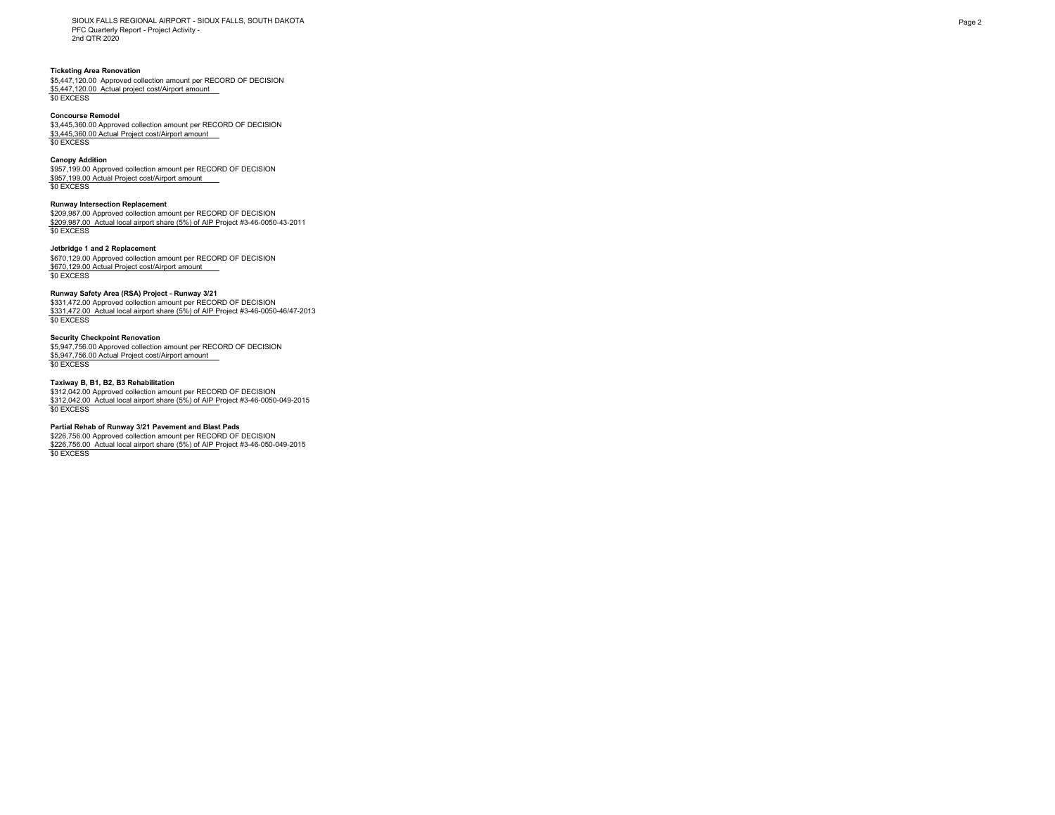SIOUX FALLS REGIONAL AIRPORT - SIOUX FALLS, SOUTH DAKOTA
PFC Quarterly Report - Project Activity -
2nd QTR 2020

**Ticketing Area Renovation**
$5,447,120.00 Approved collection amount per RECORD OF DECISION
$5,447,120.00 Actual project cost/Airport amount
$0 EXCESS

**Concourse Remodel**
$3,445,360.00 Approved collection amount per RECORD OF DECISION
$3,445,360.00 Actual Project cost/Airport amount
$0 EXCESS

**Canopy Addition**
$957,199.00 Approved collection amount per RECORD OF DECISION
$957,199.00 Actual Project cost/Airport amount
$0 EXCESS

**Runway Intersection Replacement**
$209,987.00 Approved collection amount per RECORD OF DECISION
$209,987.00 Actual local airport share (5%) of AIP Project #3-46-0050-43-2011
$0 EXCESS

**Jetbridge 1 and 2 Replacement**
$670,129.00 Approved collection amount per RECORD OF DECISION
$670,129.00 Actual Project cost/Airport amount
$0 EXCESS

**Runway Safety Area (RSA) Project - Runway 3/21**
$331,472.00 Approved collection amount per RECORD OF DECISION
$331,472.00 Actual local airport share (5%) of AIP Project #3-46-0050-46/47-2013
$0 EXCESS

**Security Checkpoint Renovation**
$5,947,756.00 Approved collection amount per RECORD OF DECISION
$5,947,756.00 Actual Project cost/Airport amount
$0 EXCESS

**Taxiway B, B1, B2, B3 Rehabilitation**
$312,042.00 Approved collection amount per RECORD OF DECISION
$312,042.00 Actual local airport share (5%) of AIP Project #3-46-0050-049-2015
$0 EXCESS

**Partial Rehab of Runway 3/21 Pavement and Blast Pads**
$226,756.00 Approved collection amount per RECORD OF DECISION
$226,756.00 Actual local airport share (5%) of AIP Project #3-46-050-049-2015
$0 EXCESS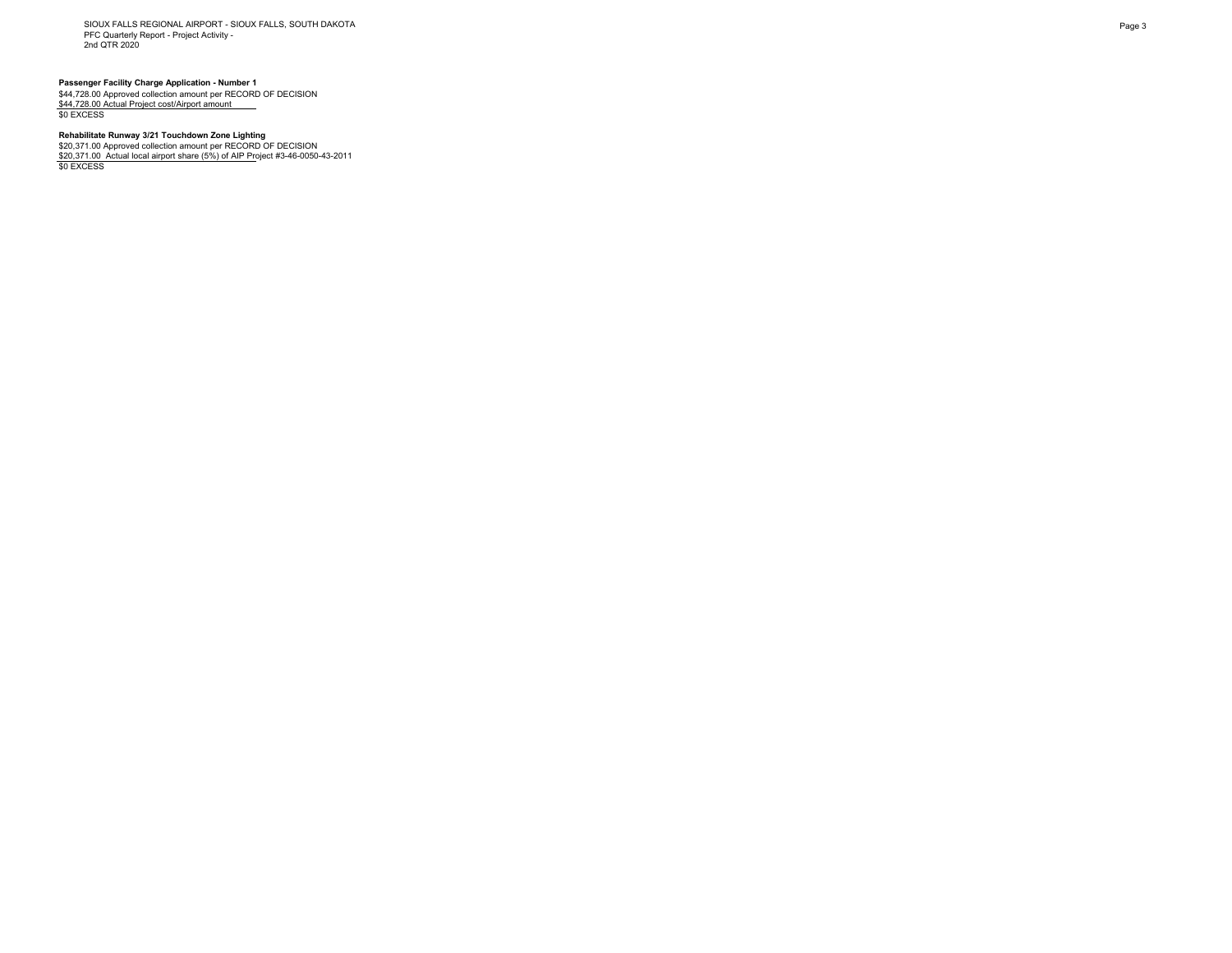SIOUX FALLS REGIONAL AIRPORT - SIOUX FALLS, SOUTH DAKOTA
PFC Quarterly Report - Project Activity -
2nd QTR 2020

**Passenger Facility Charge Application - Number 1**

$44,728.00 Approved collection amount per RECORD OF DECISION
$44,728.00 Actual Project cost/Airport amount
$0 EXCESS

**Rehabilitate Runway 3/21 Touchdown Zone Lighting**

$20,371.00 Approved collection amount per RECORD OF DECISION
$20,371.00 Actual local airport share (5%) of AIP Project #3-46-0050-43-2011
$0 EXCESS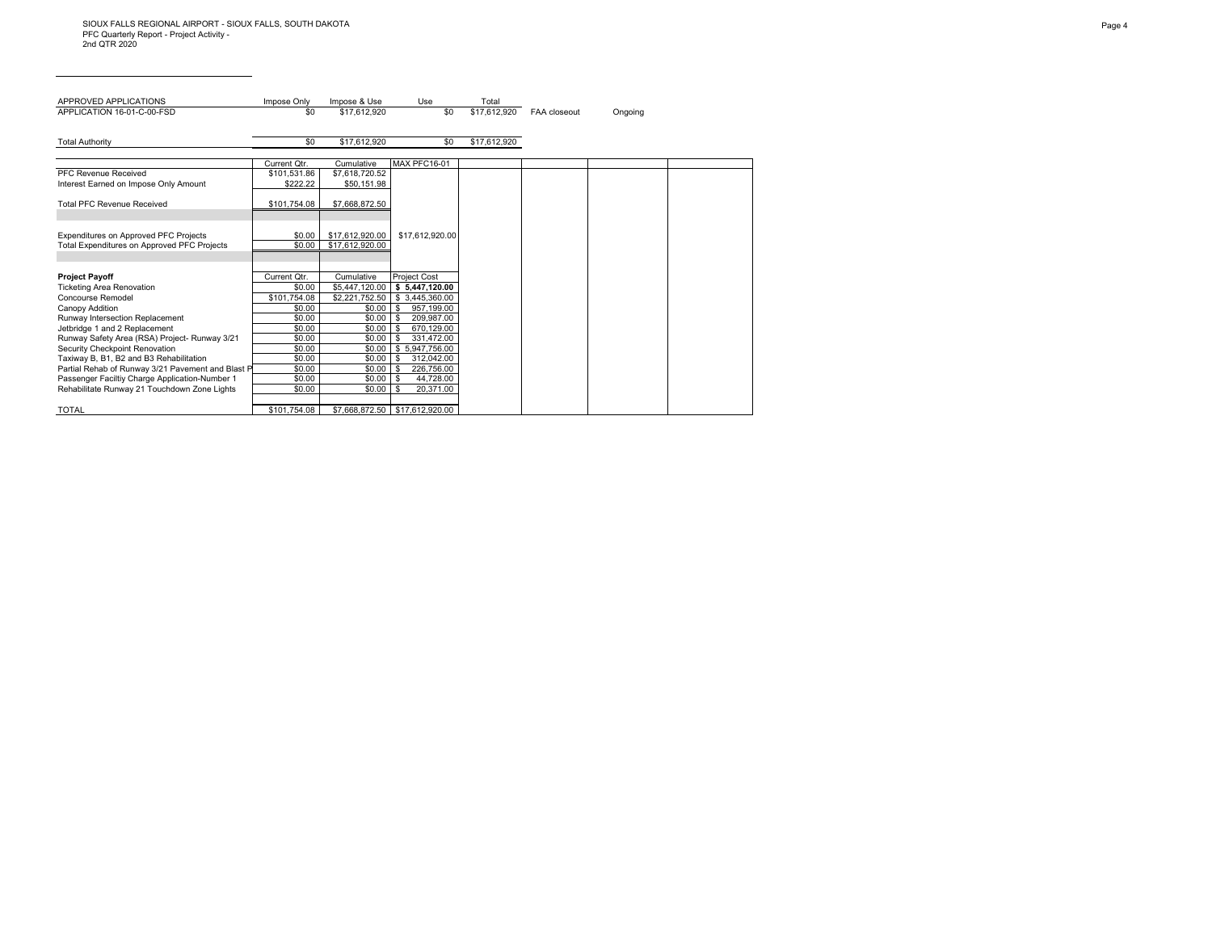SIOUX FALLS REGIONAL AIRPORT - SIOUX FALLS, SOUTH DAKOTA
PFC Quarterly Report - Project Activity -
2nd QTR 2020

| APPROVED APPLICATIONS | Impose Only | Impose & Use | Use | Total | | |
|---|---|---|---|---|---|---|
| APPLICATION 16-01-C-00-FSD | $0 | $17,612,920 | $0 | $17,612,920 | FAA closeout | Ongoing |
| | | | | | | |
| Total Authority | $0 | $17,612,920 | $0 | $17,612,920 | | |

| | Current Qtr. | Cumulative | MAX PFC16-01 |
|---|---|---|---|
| PFC Revenue Received | $101,531.86 | $7,618,720.52 | |
| Interest Earned on Impose Only Amount | $222.22 | $50,151.98 | |
| Total PFC Revenue Received | $101,754.08 | $7,668,872.50 | |
| | | | |
| Expenditures on Approved PFC Projects | $0.00 | $17,612,920.00 | $17,612,920.00 |
| Total Expenditures on Approved PFC Projects | $0.00 | $17,612,920.00 | |

| **Project Payoff** | Current Qtr. | Cumulative | Project Cost |
|---|---|---|---|
| Ticketing Area Renovation | $0.00 | $5,447,120.00 | **$ 5,447,120.00** |
| Concourse Remodel | $101,754.08 | $2,221,752.50 | $ 3,445,360.00 |
| Canopy Addition | $0.00 | $0.00 | $ 957,199.00 |
| Runway Intersection Replacement | $0.00 | $0.00 | $ 209,987.00 |
| Jetbridge 1 and 2 Replacement | $0.00 | $0.00 | $ 670,129.00 |
| Runway Safety Area (RSA) Project- Runway 3/21 | $0.00 | $0.00 | $ 331,472.00 |
| Security Checkpoint Renovation | $0.00 | $0.00 | $ 5,947,756.00 |
| Taxiway B, B1, B2 and B3 Rehabilitation | $0.00 | $0.00 | $ 312,042.00 |
| Partial Rehab of Runway 3/21 Pavement and Blast P | $0.00 | $0.00 | $ 226,756.00 |
| Passenger Faciltiy Charge Application-Number 1 | $0.00 | $0.00 | $ 44,728.00 |
| Rehabilitate Runway 21 Touchdown Zone Lights | $0.00 | $0.00 | $ 20,371.00 |
| | | | |
| TOTAL | $101,754.08 | $7,668,872.50 | $17,612,920.00 |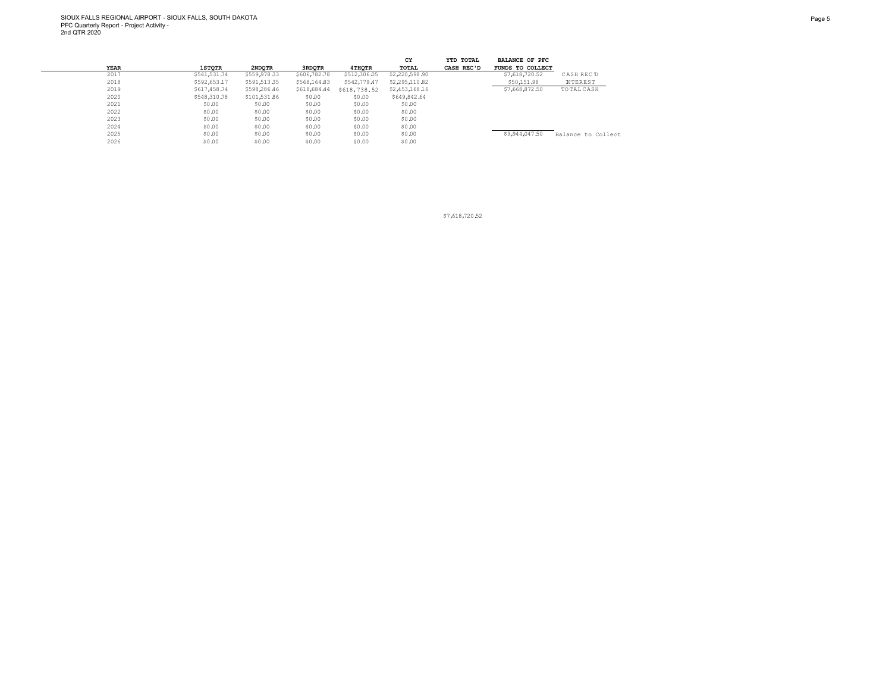SIOUX FALLS REGIONAL AIRPORT - SIOUX FALLS, SOUTH DAKOTA
PFC Quarterly Report - Project Activity -
2nd QTR 2020

| YEAR | 1STQTR | 2NDQTR | 3RDQTR | 4THQTR | CY TOTAL | YTD TOTAL CASH REC'D | BALANCE OF PFC FUNDS TO COLLECT | |
|---|---|---|---|---|---|---|---|---|
| 2017 | $541,531.74 | $559,978.33 | $606,782.78 | $512,306.05 | $2,220,598.90 | | $7,618,720.52 | CASH REC'D |
| 2018 | $592,653.17 | $591,513.35 | $568,164.83 | $542,779.47 | $2,295,110.82 | | $50,151.98 | INTEREST |
| 2019 | $617,458.74 | $598,286.46 | $618,684.44 | $618,738.52 | $2,453,168.16 | | $7,668,872.50 | TOTAL CASH |
| 2020 | $548,310.78 | $101,531.86 | $0.00 | $0.00 | $649,842.64 | | | |
| 2021 | $0.00 | $0.00 | $0.00 | $0.00 | $0.00 | | | |
| 2022 | $0.00 | $0.00 | $0.00 | $0.00 | $0.00 | | | |
| 2023 | $0.00 | $0.00 | $0.00 | $0.00 | $0.00 | | | |
| 2024 | $0.00 | $0.00 | $0.00 | $0.00 | $0.00 | | | |
| 2025 | $0.00 | $0.00 | $0.00 | $0.00 | $0.00 | | $9,944,047.50 | Balance to Collect |
| 2026 | $0.00 | $0.00 | $0.00 | $0.00 | $0.00 | | | |

$7,618,720.52